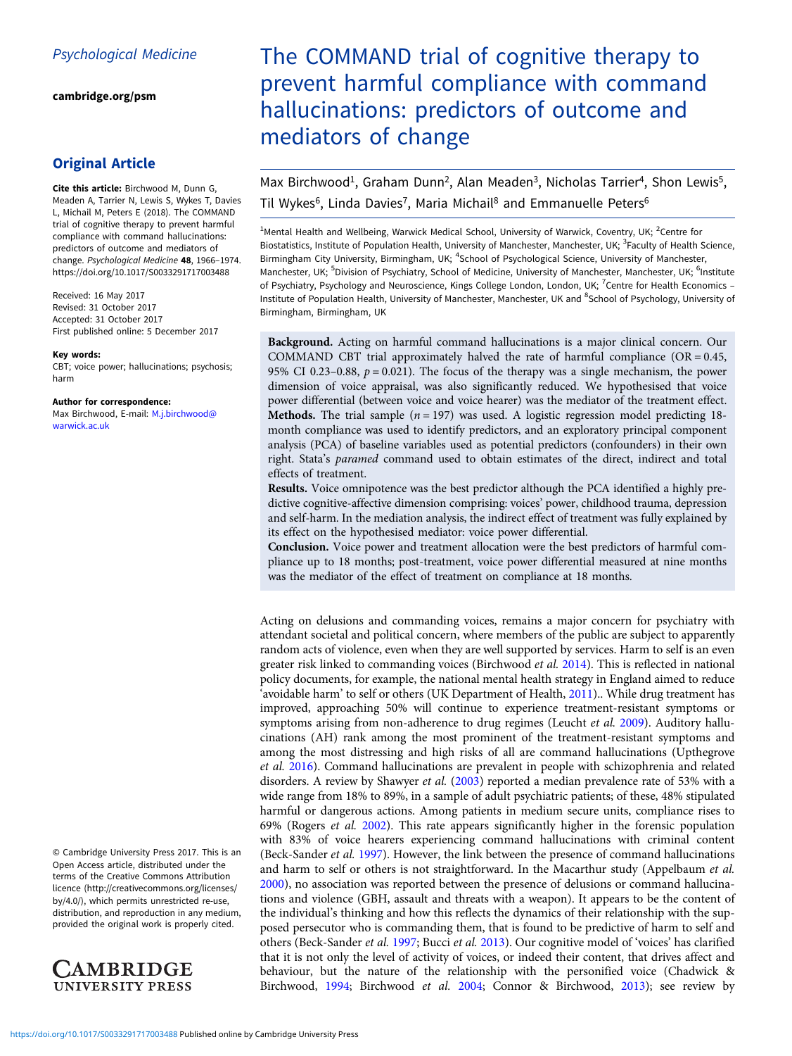Psychological Medicine

cambridge.org/psm

## Original Article

**Cite this article:** Birchwood M, Dunn G, Meaden A, Tarrier N, Lewis S, Wykes T, Davies L, Michail M, Peters E (2018). The COMMAND trial of cognitive therapy to prevent harmful compliance with command hallucinations: predictors of outcome and mediators of change. *Psychological Medicine* **48**, 1966–1974. https://doi.org/10.1017/S0033291717003488

Received: 16 May 2017
Revised: 31 October 2017
Accepted: 31 October 2017
First published online: 5 December 2017

**Key words:**
CBT; voice power; hallucinations; psychosis; harm

**Author for correspondence:**
Max Birchwood, E-mail: M.j.birchwood@warwick.ac.uk

© Cambridge University Press 2017. This is an Open Access article, distributed under the terms of the Creative Commons Attribution licence (http://creativecommons.org/licenses/by/4.0/), which permits unrestricted re-use, distribution, and reproduction in any medium, provided the original work is properly cited.

# The COMMAND trial of cognitive therapy to prevent harmful compliance with command hallucinations: predictors of outcome and mediators of change

Max Birchwood[1], Graham Dunn[2], Alan Meaden[3], Nicholas Tarrier[4], Shon Lewis[5], Til Wykes[6], Linda Davies[7], Maria Michail[8] and Emmanuelle Peters[6]

[1]Mental Health and Wellbeing, Warwick Medical School, University of Warwick, Coventry, UK; [2]Centre for Biostatistics, Institute of Population Health, University of Manchester, Manchester, UK; [3]Faculty of Health Science, Birmingham City University, Birmingham, UK; [4]School of Psychological Science, University of Manchester, Manchester, UK; [5]Division of Psychiatry, School of Medicine, University of Manchester, Manchester, UK; [6]Institute of Psychiatry, Psychology and Neuroscience, Kings College London, London, UK; [7]Centre for Health Economics – Institute of Population Health, University of Manchester, Manchester, UK and [8]School of Psychology, University of Birmingham, Birmingham, UK

**Background.** Acting on harmful command hallucinations is a major clinical concern. Our COMMAND CBT trial approximately halved the rate of harmful compliance (OR = 0.45, 95% CI 0.23–0.88, $p = 0.021$). The focus of the therapy was a single mechanism, the power dimension of voice appraisal, was also significantly reduced. We hypothesised that voice power differential (between voice and voice hearer) was the mediator of the treatment effect.
**Methods.** The trial sample ($n = 197$) was used. A logistic regression model predicting 18-month compliance was used to identify predictors, and an exploratory principal component analysis (PCA) of baseline variables used as potential predictors (confounders) in their own right. Stata's *paramed* command used to obtain estimates of the direct, indirect and total effects of treatment.
**Results.** Voice omnipotence was the best predictor although the PCA identified a highly predictive cognitive-affective dimension comprising: voices' power, childhood trauma, depression and self-harm. In the mediation analysis, the indirect effect of treatment was fully explained by its effect on the hypothesised mediator: voice power differential.
**Conclusion.** Voice power and treatment allocation were the best predictors of harmful compliance up to 18 months; post-treatment, voice power differential measured at nine months was the mediator of the effect of treatment on compliance at 18 months.

Acting on delusions and commanding voices, remains a major concern for psychiatry with attendant societal and political concern, where members of the public are subject to apparently random acts of violence, even when they are well supported by services. Harm to self is an even greater risk linked to commanding voices (Birchwood *et al.* 2014). This is reflected in national policy documents, for example, the national mental health strategy in England aimed to reduce 'avoidable harm' to self or others (UK Department of Health, 2011).. While drug treatment has improved, approaching 50% will continue to experience treatment-resistant symptoms or symptoms arising from non-adherence to drug regimes (Leucht *et al.* 2009). Auditory hallucinations (AH) rank among the most prominent of the treatment-resistant symptoms and among the most distressing and high risks of all are command hallucinations (Upthegrove *et al.* 2016). Command hallucinations are prevalent in people with schizophrenia and related disorders. A review by Shawyer *et al.* (2003) reported a median prevalence rate of 53% with a wide range from 18% to 89%, in a sample of adult psychiatric patients; of these, 48% stipulated harmful or dangerous actions. Among patients in medium secure units, compliance rises to 69% (Rogers *et al.* 2002). This rate appears significantly higher in the forensic population with 83% of voice hearers experiencing command hallucinations with criminal content (Beck-Sander *et al.* 1997). However, the link between the presence of command hallucinations and harm to self or others is not straightforward. In the Macarthur study (Appelbaum *et al.* 2000), no association was reported between the presence of delusions or command hallucinations and violence (GBH, assault and threats with a weapon). It appears to be the content of the individual's thinking and how this reflects the dynamics of their relationship with the supposed persecutor who is commanding them, that is found to be predictive of harm to self and others (Beck-Sander *et al.* 1997; Bucci *et al.* 2013). Our cognitive model of 'voices' has clarified that it is not only the level of activity of voices, or indeed their content, that drives affect and behaviour, but the nature of the relationship with the personified voice (Chadwick & Birchwood, 1994; Birchwood *et al.* 2004; Connor & Birchwood, 2013); see review by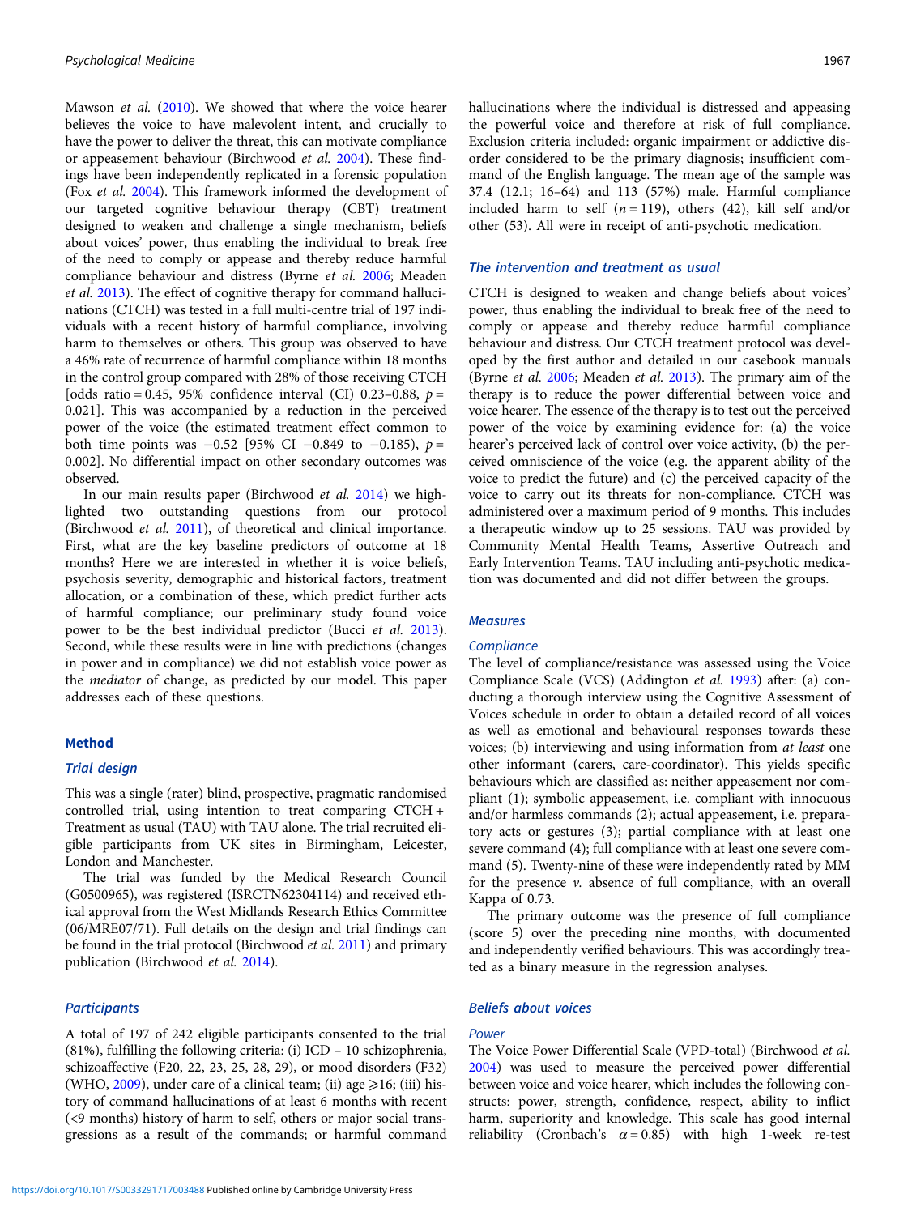Mawson *et al.* (2010). We showed that where the voice hearer believes the voice to have malevolent intent, and crucially to have the power to deliver the threat, this can motivate compliance or appeasement behaviour (Birchwood *et al.* 2004). These findings have been independently replicated in a forensic population (Fox *et al.* 2004). This framework informed the development of our targeted cognitive behaviour therapy (CBT) treatment designed to weaken and challenge a single mechanism, beliefs about voices' power, thus enabling the individual to break free of the need to comply or appease and thereby reduce harmful compliance behaviour and distress (Byrne *et al.* 2006; Meaden *et al.* 2013). The effect of cognitive therapy for command hallucinations (CTCH) was tested in a full multi-centre trial of 197 individuals with a recent history of harmful compliance, involving harm to themselves or others. This group was observed to have a 46% rate of recurrence of harmful compliance within 18 months in the control group compared with 28% of those receiving CTCH [odds ratio = 0.45, 95% confidence interval (CI) 0.23–0.88, $p$ = 0.021]. This was accompanied by a reduction in the perceived power of the voice (the estimated treatment effect common to both time points was −0.52 [95% CI −0.849 to −0.185), $p$ = 0.002]. No differential impact on other secondary outcomes was observed.

In our main results paper (Birchwood *et al.* 2014) we highlighted two outstanding questions from our protocol (Birchwood *et al.* 2011), of theoretical and clinical importance. First, what are the key baseline predictors of outcome at 18 months? Here we are interested in whether it is voice beliefs, psychosis severity, demographic and historical factors, treatment allocation, or a combination of these, which predict further acts of harmful compliance; our preliminary study found voice power to be the best individual predictor (Bucci *et al.* 2013). Second, while these results were in line with predictions (changes in power and in compliance) we did not establish voice power as the *mediator* of change, as predicted by our model. This paper addresses each of these questions.

## Method

### Trial design

This was a single (rater) blind, prospective, pragmatic randomised controlled trial, using intention to treat comparing CTCH + Treatment as usual (TAU) with TAU alone. The trial recruited eligible participants from UK sites in Birmingham, Leicester, London and Manchester.

The trial was funded by the Medical Research Council (G0500965), was registered (ISRCTN62304114) and received ethical approval from the West Midlands Research Ethics Committee (06/MRE07/71). Full details on the design and trial findings can be found in the trial protocol (Birchwood *et al.* 2011) and primary publication (Birchwood *et al.* 2014).

### Participants

A total of 197 of 242 eligible participants consented to the trial (81%), fulfilling the following criteria: (i) ICD – 10 schizophrenia, schizoaffective (F20, 22, 23, 25, 28, 29), or mood disorders (F32) (WHO, 2009), under care of a clinical team; (ii) age ⩾16; (iii) history of command hallucinations of at least 6 months with recent (<9 months) history of harm to self, others or major social transgressions as a result of the commands; or harmful command hallucinations where the individual is distressed and appeasing the powerful voice and therefore at risk of full compliance. Exclusion criteria included: organic impairment or addictive disorder considered to be the primary diagnosis; insufficient command of the English language. The mean age of the sample was 37.4 (12.1; 16–64) and 113 (57%) male. Harmful compliance included harm to self ($n$ = 119), others (42), kill self and/or other (53). All were in receipt of anti-psychotic medication.

### The intervention and treatment as usual

CTCH is designed to weaken and change beliefs about voices' power, thus enabling the individual to break free of the need to comply or appease and thereby reduce harmful compliance behaviour and distress. Our CTCH treatment protocol was developed by the first author and detailed in our casebook manuals (Byrne *et al.* 2006; Meaden *et al.* 2013). The primary aim of the therapy is to reduce the power differential between voice and voice hearer. The essence of the therapy is to test out the perceived power of the voice by examining evidence for: (a) the voice hearer's perceived lack of control over voice activity, (b) the perceived omniscience of the voice (e.g. the apparent ability of the voice to predict the future) and (c) the perceived capacity of the voice to carry out its threats for non-compliance. CTCH was administered over a maximum period of 9 months. This includes a therapeutic window up to 25 sessions. TAU was provided by Community Mental Health Teams, Assertive Outreach and Early Intervention Teams. TAU including anti-psychotic medication was documented and did not differ between the groups.

### Measures

#### Compliance

The level of compliance/resistance was assessed using the Voice Compliance Scale (VCS) (Addington *et al.* 1993) after: (a) conducting a thorough interview using the Cognitive Assessment of Voices schedule in order to obtain a detailed record of all voices as well as emotional and behavioural responses towards these voices; (b) interviewing and using information from *at least* one other informant (carers, care-coordinator). This yields specific behaviours which are classified as: neither appeasement nor compliant (1); symbolic appeasement, i.e. compliant with innocuous and/or harmless commands (2); actual appeasement, i.e. preparatory acts or gestures (3); partial compliance with at least one severe command (4); full compliance with at least one severe command (5). Twenty-nine of these were independently rated by MM for the presence *v.* absence of full compliance, with an overall Kappa of 0.73.

The primary outcome was the presence of full compliance (score 5) over the preceding nine months, with documented and independently verified behaviours. This was accordingly treated as a binary measure in the regression analyses.

### Beliefs about voices

#### Power

The Voice Power Differential Scale (VPD-total) (Birchwood *et al.* 2004) was used to measure the perceived power differential between voice and voice hearer, which includes the following constructs: power, strength, confidence, respect, ability to inflict harm, superiority and knowledge. This scale has good internal reliability (Cronbach's $\alpha = 0.85$) with high 1-week re-test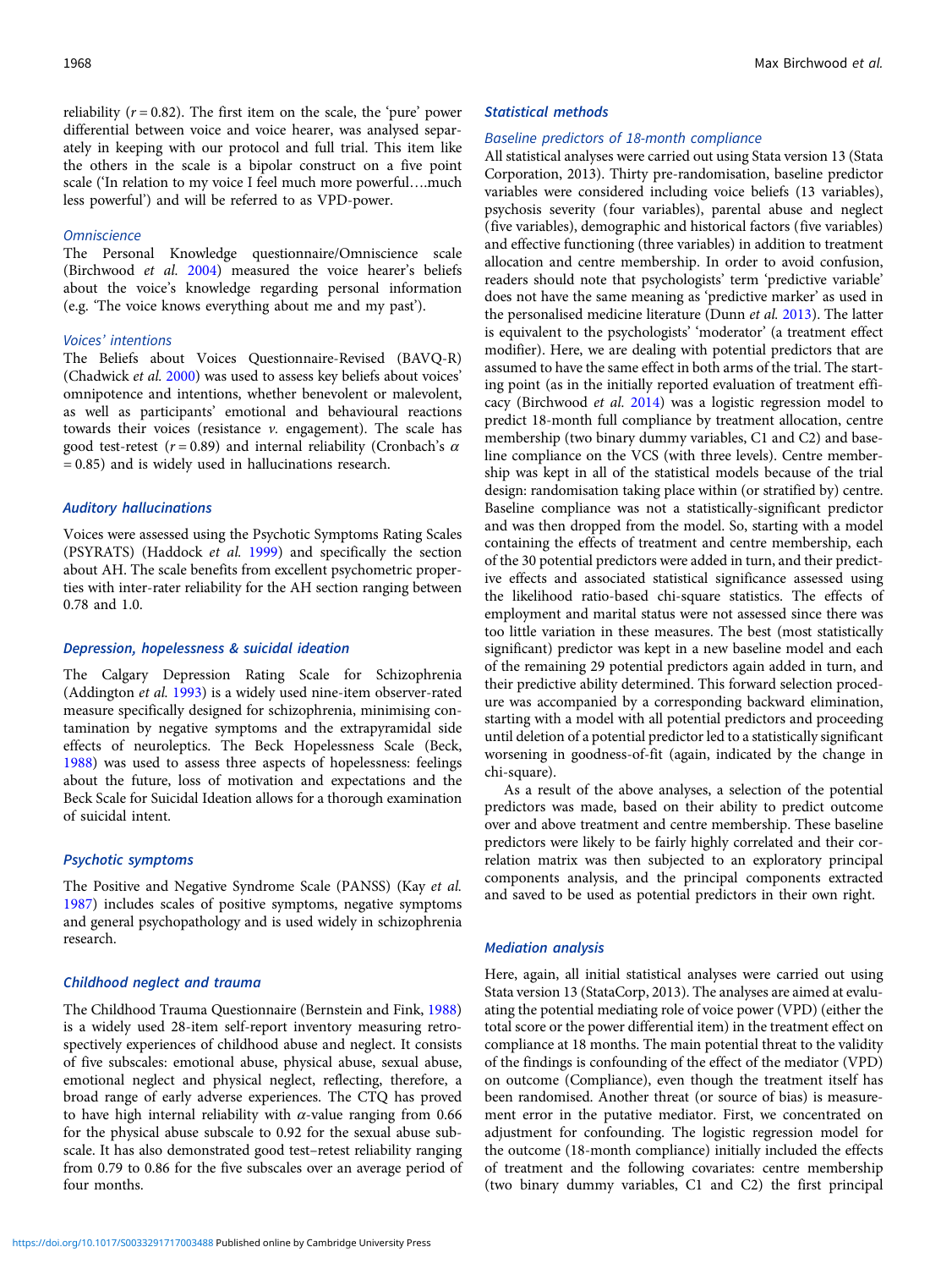reliability ($r = 0.82$). The first item on the scale, the 'pure' power differential between voice and voice hearer, was analysed separately in keeping with our protocol and full trial. This item like the others in the scale is a bipolar construct on a five point scale ('In relation to my voice I feel much more powerful….much less powerful') and will be referred to as VPD-power.

#### Omniscience

The Personal Knowledge questionnaire/Omniscience scale (Birchwood *et al.* 2004) measured the voice hearer's beliefs about the voice's knowledge regarding personal information (e.g. 'The voice knows everything about me and my past').

#### Voices' intentions

The Beliefs about Voices Questionnaire-Revised (BAVQ-R) (Chadwick *et al.* 2000) was used to assess key beliefs about voices' omnipotence and intentions, whether benevolent or malevolent, as well as participants' emotional and behavioural reactions towards their voices (resistance *v.* engagement). The scale has good test-retest ($r = 0.89$) and internal reliability (Cronbach's $\alpha = 0.85$) and is widely used in hallucinations research.

### Auditory hallucinations

Voices were assessed using the Psychotic Symptoms Rating Scales (PSYRATS) (Haddock *et al.* 1999) and specifically the section about AH. The scale benefits from excellent psychometric properties with inter-rater reliability for the AH section ranging between 0.78 and 1.0.

### Depression, hopelessness & suicidal ideation

The Calgary Depression Rating Scale for Schizophrenia (Addington *et al.* 1993) is a widely used nine-item observer-rated measure specifically designed for schizophrenia, minimising contamination by negative symptoms and the extrapyramidal side effects of neuroleptics. The Beck Hopelessness Scale (Beck, 1988) was used to assess three aspects of hopelessness: feelings about the future, loss of motivation and expectations and the Beck Scale for Suicidal Ideation allows for a thorough examination of suicidal intent.

### Psychotic symptoms

The Positive and Negative Syndrome Scale (PANSS) (Kay *et al.* 1987) includes scales of positive symptoms, negative symptoms and general psychopathology and is used widely in schizophrenia research.

### Childhood neglect and trauma

The Childhood Trauma Questionnaire (Bernstein and Fink, 1988) is a widely used 28-item self-report inventory measuring retrospectively experiences of childhood abuse and neglect. It consists of five subscales: emotional abuse, physical abuse, sexual abuse, emotional neglect and physical neglect, reflecting, therefore, a broad range of early adverse experiences. The CTQ has proved to have high internal reliability with $\alpha$-value ranging from 0.66 for the physical abuse subscale to 0.92 for the sexual abuse subscale. It has also demonstrated good test–retest reliability ranging from 0.79 to 0.86 for the five subscales over an average period of four months.

### Statistical methods

#### Baseline predictors of 18-month compliance

All statistical analyses were carried out using Stata version 13 (Stata Corporation, 2013). Thirty pre-randomisation, baseline predictor variables were considered including voice beliefs (13 variables), psychosis severity (four variables), parental abuse and neglect (five variables), demographic and historical factors (five variables) and effective functioning (three variables) in addition to treatment allocation and centre membership. In order to avoid confusion, readers should note that psychologists' term 'predictive variable' does not have the same meaning as 'predictive marker' as used in the personalised medicine literature (Dunn *et al.* 2013). The latter is equivalent to the psychologists' 'moderator' (a treatment effect modifier). Here, we are dealing with potential predictors that are assumed to have the same effect in both arms of the trial. The starting point (as in the initially reported evaluation of treatment efficacy (Birchwood *et al.* 2014) was a logistic regression model to predict 18-month full compliance by treatment allocation, centre membership (two binary dummy variables, C1 and C2) and baseline compliance on the VCS (with three levels). Centre membership was kept in all of the statistical models because of the trial design: randomisation taking place within (or stratified by) centre. Baseline compliance was not a statistically-significant predictor and was then dropped from the model. So, starting with a model containing the effects of treatment and centre membership, each of the 30 potential predictors were added in turn, and their predictive effects and associated statistical significance assessed using the likelihood ratio-based chi-square statistics. The effects of employment and marital status were not assessed since there was too little variation in these measures. The best (most statistically significant) predictor was kept in a new baseline model and each of the remaining 29 potential predictors again added in turn, and their predictive ability determined. This forward selection procedure was accompanied by a corresponding backward elimination, starting with a model with all potential predictors and proceeding until deletion of a potential predictor led to a statistically significant worsening in goodness-of-fit (again, indicated by the change in chi-square).

As a result of the above analyses, a selection of the potential predictors was made, based on their ability to predict outcome over and above treatment and centre membership. These baseline predictors were likely to be fairly highly correlated and their correlation matrix was then subjected to an exploratory principal components analysis, and the principal components extracted and saved to be used as potential predictors in their own right.

### Mediation analysis

Here, again, all initial statistical analyses were carried out using Stata version 13 (StataCorp, 2013). The analyses are aimed at evaluating the potential mediating role of voice power (VPD) (either the total score or the power differential item) in the treatment effect on compliance at 18 months. The main potential threat to the validity of the findings is confounding of the effect of the mediator (VPD) on outcome (Compliance), even though the treatment itself has been randomised. Another threat (or source of bias) is measurement error in the putative mediator. First, we concentrated on adjustment for confounding. The logistic regression model for the outcome (18-month compliance) initially included the effects of treatment and the following covariates: centre membership (two binary dummy variables, C1 and C2) the first principal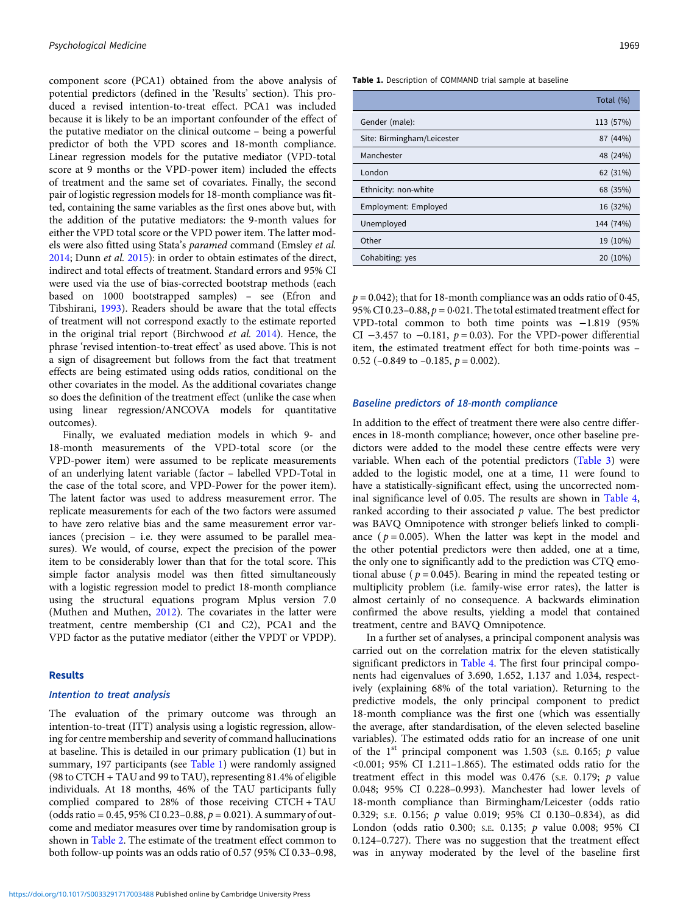component score (PCA1) obtained from the above analysis of potential predictors (defined in the 'Results' section). This produced a revised intention-to-treat effect. PCA1 was included because it is likely to be an important confounder of the effect of the putative mediator on the clinical outcome – being a powerful predictor of both the VPD scores and 18-month compliance. Linear regression models for the putative mediator (VPD-total score at 9 months or the VPD-power item) included the effects of treatment and the same set of covariates. Finally, the second pair of logistic regression models for 18-month compliance was fitted, containing the same variables as the first ones above but, with the addition of the putative mediators: the 9-month values for either the VPD total score or the VPD power item. The latter models were also fitted using Stata's *paramed* command (Emsley *et al.* 2014; Dunn *et al.* 2015): in order to obtain estimates of the direct, indirect and total effects of treatment. Standard errors and 95% CI were used via the use of bias-corrected bootstrap methods (each based on 1000 bootstrapped samples) – see (Efron and Tibshirani, 1993). Readers should be aware that the total effects of treatment will not correspond exactly to the estimate reported in the original trial report (Birchwood *et al.* 2014). Hence, the phrase 'revised intention-to-treat effect' as used above. This is not a sign of disagreement but follows from the fact that treatment effects are being estimated using odds ratios, conditional on the other covariates in the model. As the additional covariates change so does the definition of the treatment effect (unlike the case when using linear regression/ANCOVA models for quantitative outcomes).

Finally, we evaluated mediation models in which 9- and 18-month measurements of the VPD-total score (or the VPD-power item) were assumed to be replicate measurements of an underlying latent variable (factor – labelled VPD-Total in the case of the total score, and VPD-Power for the power item). The latent factor was used to address measurement error. The replicate measurements for each of the two factors were assumed to have zero relative bias and the same measurement error variances (precision – i.e. they were assumed to be parallel measures). We would, of course, expect the precision of the power item to be considerably lower than that for the total score. This simple factor analysis model was then fitted simultaneously with a logistic regression model to predict 18-month compliance using the structural equations program Mplus version 7.0 (Muthen and Muthen, 2012). The covariates in the latter were treatment, centre membership (C1 and C2), PCA1 and the VPD factor as the putative mediator (either the VPDT or VPDP).

## Results

### *Intention to treat analysis*

The evaluation of the primary outcome was through an intention-to-treat (ITT) analysis using a logistic regression, allowing for centre membership and severity of command hallucinations at baseline. This is detailed in our primary publication (1) but in summary, 197 participants (see Table 1) were randomly assigned (98 to CTCH + TAU and 99 to TAU), representing 81.4% of eligible individuals. At 18 months, 46% of the TAU participants fully complied compared to 28% of those receiving CTCH + TAU (odds ratio = 0.45, 95% CI 0.23–0.88, $p = 0.021$). A summary of outcome and mediator measures over time by randomisation group is shown in Table 2. The estimate of the treatment effect common to both follow-up points was an odds ratio of 0.57 (95% CI 0.33–0.98, $p = 0.042$); that for 18-month compliance was an odds ratio of 0·45, 95% CI 0.23–0.88, $p = 0{\cdot}021$. The total estimated treatment effect for VPD-total common to both time points was −1.819 (95% CI −3.457 to −0.181, $p = 0.03$). For the VPD-power differential item, the estimated treatment effect for both time-points was −0.52 (−0.849 to −0.185, $p = 0.002$).

**Table 1.** Description of COMMAND trial sample at baseline

| | Total (%) |
|---|---|
| Gender (male): | 113 (57%) |
| Site: Birmingham/Leicester | 87 (44%) |
| Manchester | 48 (24%) |
| London | 62 (31%) |
| Ethnicity: non-white | 68 (35%) |
| Employment: Employed | 16 (32%) |
| Unemployed | 144 (74%) |
| Other | 19 (10%) |
| Cohabiting: yes | 20 (10%) |

### *Baseline predictors of 18-month compliance*

In addition to the effect of treatment there were also centre differences in 18-month compliance; however, once other baseline predictors were added to the model these centre effects were very variable. When each of the potential predictors (Table 3) were added to the logistic model, one at a time, 11 were found to have a statistically-significant effect, using the uncorrected nominal significance level of 0.05. The results are shown in Table 4, ranked according to their associated $p$ value. The best predictor was BAVQ Omnipotence with stronger beliefs linked to compliance ($p = 0.005$). When the latter was kept in the model and the other potential predictors were then added, one at a time, the only one to significantly add to the prediction was CTQ emotional abuse ($p = 0.045$). Bearing in mind the repeated testing or multiplicity problem (i.e. family-wise error rates), the latter is almost certainly of no consequence. A backwards elimination confirmed the above results, yielding a model that contained treatment, centre and BAVQ Omnipotence.

In a further set of analyses, a principal component analysis was carried out on the correlation matrix for the eleven statistically significant predictors in Table 4. The first four principal components had eigenvalues of 3.690, 1.652, 1.137 and 1.034, respectively (explaining 68% of the total variation). Returning to the predictive models, the only principal component to predict 18-month compliance was the first one (which was essentially the average, after standardisation, of the eleven selected baseline variables). The estimated odds ratio for an increase of one unit of the 1st principal component was 1.503 (S.E. 0.165; $p$ value <0.001; 95% CI 1.211–1.865). The estimated odds ratio for the treatment effect in this model was 0.476 (S.E. 0.179; $p$ value 0.048; 95% CI 0.228–0.993). Manchester had lower levels of 18-month compliance than Birmingham/Leicester (odds ratio 0.329; S.E. 0.156; $p$ value 0.019; 95% CI 0.130–0.834), as did London (odds ratio 0.300; S.E. 0.135; $p$ value 0.008; 95% CI 0.124–0.727). There was no suggestion that the treatment effect was in anyway moderated by the level of the baseline first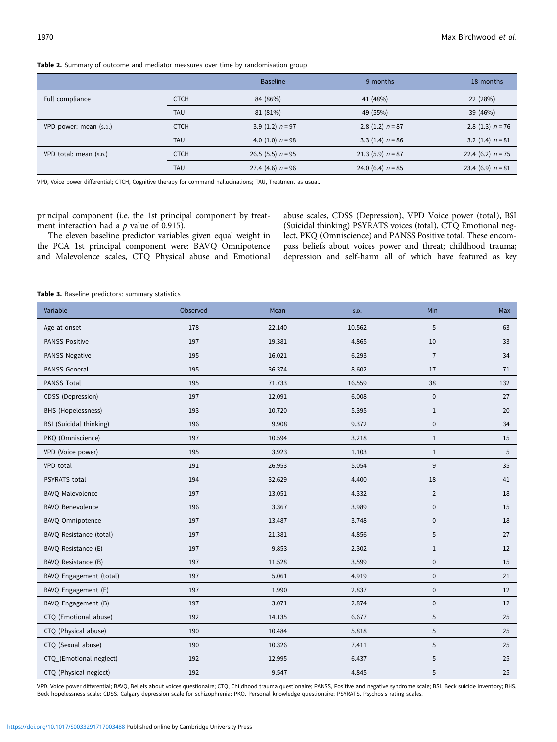**Table 2.** Summary of outcome and mediator measures over time by randomisation group

| | | Baseline | 9 months | 18 months |
|---|---|---|---|---|
| Full compliance | CTCH | 84 (86%) | 41 (48%) | 22 (28%) |
| | TAU | 81 (81%) | 49 (55%) | 39 (46%) |
| VPD power: mean (s.d.) | CTCH | 3.9 (1.2) $n = 97$ | 2.8 (1.2) $n = 87$ | 2.8 (1.3) $n = 76$ |
| | TAU | 4.0 (1.0) $n = 98$ | 3.3 (1.4) $n = 86$ | 3.2 (1.4) $n = 81$ |
| VPD total: mean (s.d.) | CTCH | 26.5 (5.5) $n = 95$ | 21.3 (5.9) $n = 87$ | 22.4 (6.2) $n = 75$ |
| | TAU | 27.4 (4.6) $n = 96$ | 24.0 (6.4) $n = 85$ | 23.4 (6.9) $n = 81$ |

VPD, Voice power differential; CTCH, Cognitive therapy for command hallucinations; TAU, Treatment as usual.

principal component (i.e. the 1st principal component by treatment interaction had a $p$ value of 0.915).

The eleven baseline predictor variables given equal weight in the PCA 1st principal component were: BAVQ Omnipotence and Malevolence scales, CTQ Physical abuse and Emotional abuse scales, CDSS (Depression), VPD Voice power (total), BSI (Suicidal thinking) PSYRATS voices (total), CTQ Emotional neglect, PKQ (Omniscience) and PANSS Positive total. These encompass beliefs about voices power and threat; childhood trauma; depression and self-harm all of which have featured as key

**Table 3.** Baseline predictors: summary statistics

| Variable | Observed | Mean | s.d. | Min | Max |
|---|---|---|---|---|---|
| Age at onset | 178 | 22.140 | 10.562 | 5 | 63 |
| PANSS Positive | 197 | 19.381 | 4.865 | 10 | 33 |
| PANSS Negative | 195 | 16.021 | 6.293 | 7 | 34 |
| PANSS General | 195 | 36.374 | 8.602 | 17 | 71 |
| PANSS Total | 195 | 71.733 | 16.559 | 38 | 132 |
| CDSS (Depression) | 197 | 12.091 | 6.008 | 0 | 27 |
| BHS (Hopelessness) | 193 | 10.720 | 5.395 | 1 | 20 |
| BSI (Suicidal thinking) | 196 | 9.908 | 9.372 | 0 | 34 |
| PKQ (Omniscience) | 197 | 10.594 | 3.218 | 1 | 15 |
| VPD (Voice power) | 195 | 3.923 | 1.103 | 1 | 5 |
| VPD total | 191 | 26.953 | 5.054 | 9 | 35 |
| PSYRATS total | 194 | 32.629 | 4.400 | 18 | 41 |
| BAVQ Malevolence | 197 | 13.051 | 4.332 | 2 | 18 |
| BAVQ Benevolence | 196 | 3.367 | 3.989 | 0 | 15 |
| BAVQ Omnipotence | 197 | 13.487 | 3.748 | 0 | 18 |
| BAVQ Resistance (total) | 197 | 21.381 | 4.856 | 5 | 27 |
| BAVQ Resistance (E) | 197 | 9.853 | 2.302 | 1 | 12 |
| BAVQ Resistance (B) | 197 | 11.528 | 3.599 | 0 | 15 |
| BAVQ Engagement (total) | 197 | 5.061 | 4.919 | 0 | 21 |
| BAVQ Engagement (E) | 197 | 1.990 | 2.837 | 0 | 12 |
| BAVQ Engagement (B) | 197 | 3.071 | 2.874 | 0 | 12 |
| CTQ (Emotional abuse) | 192 | 14.135 | 6.677 | 5 | 25 |
| CTQ (Physical abuse) | 190 | 10.484 | 5.818 | 5 | 25 |
| CTQ (Sexual abuse) | 190 | 10.326 | 7.411 | 5 | 25 |
| CTQ_(Emotional neglect) | 192 | 12.995 | 6.437 | 5 | 25 |
| CTQ (Physical neglect) | 192 | 9.547 | 4.845 | 5 | 25 |

VPD, Voice power differential; BAVQ, Beliefs about voices questionaire; CTQ, Childhood trauma questionaire; PANSS, Positive and negative syndrome scale; BSI, Beck suicide inventory; BHS, Beck hopelessness scale; CDSS, Calgary depression scale for schizophrenia; PKQ, Personal knowledge questionaire; PSYRATS, Psychosis rating scales.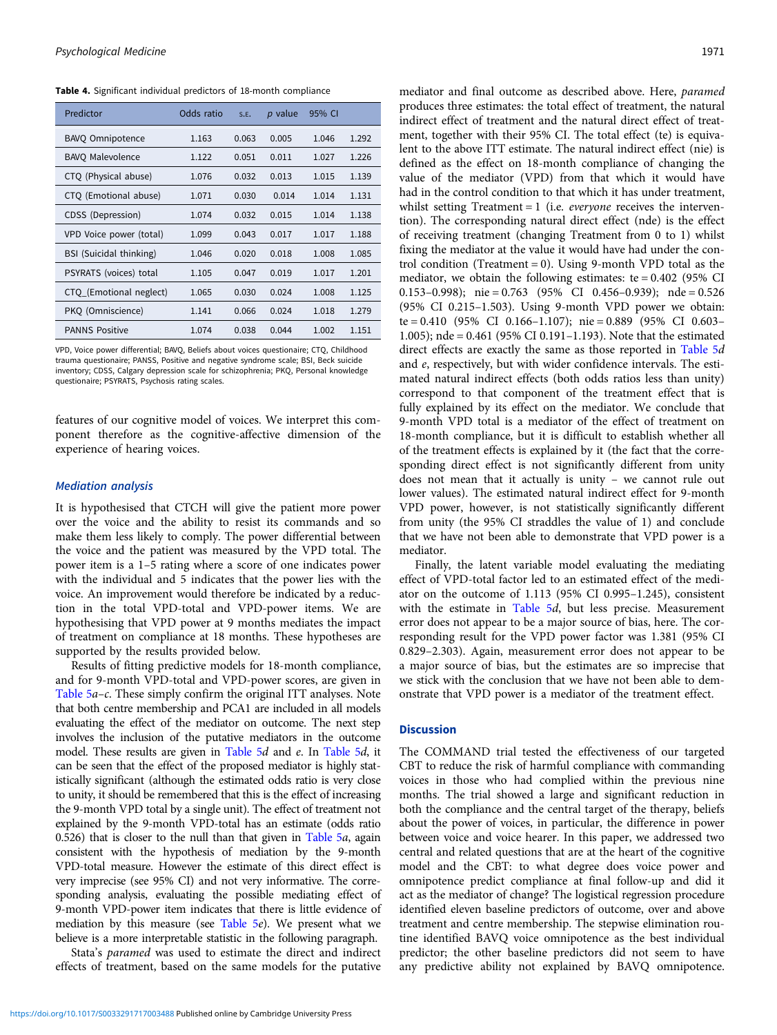**Table 4.** Significant individual predictors of 18-month compliance

| Predictor | Odds ratio | S.E. | p value | 95% CI | |
|---|---|---|---|---|---|
| BAVQ Omnipotence | 1.163 | 0.063 | 0.005 | 1.046 | 1.292 |
| BAVQ Malevolence | 1.122 | 0.051 | 0.011 | 1.027 | 1.226 |
| CTQ (Physical abuse) | 1.076 | 0.032 | 0.013 | 1.015 | 1.139 |
| CTQ (Emotional abuse) | 1.071 | 0.030 | 0.014 | 1.014 | 1.131 |
| CDSS (Depression) | 1.074 | 0.032 | 0.015 | 1.014 | 1.138 |
| VPD Voice power (total) | 1.099 | 0.043 | 0.017 | 1.017 | 1.188 |
| BSI (Suicidal thinking) | 1.046 | 0.020 | 0.018 | 1.008 | 1.085 |
| PSYRATS (voices) total | 1.105 | 0.047 | 0.019 | 1.017 | 1.201 |
| CTQ_(Emotional neglect) | 1.065 | 0.030 | 0.024 | 1.008 | 1.125 |
| PKQ (Omniscience) | 1.141 | 0.066 | 0.024 | 1.018 | 1.279 |
| PANNS Positive | 1.074 | 0.038 | 0.044 | 1.002 | 1.151 |

VPD, Voice power differential; BAVQ, Beliefs about voices questionaire; CTQ, Childhood trauma questionaire; PANSS, Positive and negative syndrome scale; BSI, Beck suicide inventory; CDSS, Calgary depression scale for schizophrenia; PKQ, Personal knowledge questionaire; PSYRATS, Psychosis rating scales.

features of our cognitive model of voices. We interpret this component therefore as the cognitive-affective dimension of the experience of hearing voices.

### Mediation analysis

It is hypothesised that CTCH will give the patient more power over the voice and the ability to resist its commands and so make them less likely to comply. The power differential between the voice and the patient was measured by the VPD total. The power item is a 1–5 rating where a score of one indicates power with the individual and 5 indicates that the power lies with the voice. An improvement would therefore be indicated by a reduction in the total VPD-total and VPD-power items. We are hypothesising that VPD power at 9 months mediates the impact of treatment on compliance at 18 months. These hypotheses are supported by the results provided below.

Results of fitting predictive models for 18-month compliance, and for 9-month VPD-total and VPD-power scores, are given in Table 5*a–c*. These simply confirm the original ITT analyses. Note that both centre membership and PCA1 are included in all models evaluating the effect of the mediator on outcome. The next step involves the inclusion of the putative mediators in the outcome model. These results are given in Table 5*d* and *e*. In Table 5*d*, it can be seen that the effect of the proposed mediator is highly statistically significant (although the estimated odds ratio is very close to unity, it should be remembered that this is the effect of increasing the 9-month VPD total by a single unit). The effect of treatment not explained by the 9-month VPD-total has an estimate (odds ratio 0.526) that is closer to the null than that given in Table 5*a*, again consistent with the hypothesis of mediation by the 9-month VPD-total measure. However the estimate of this direct effect is very imprecise (see 95% CI) and not very informative. The corresponding analysis, evaluating the possible mediating effect of 9-month VPD-power item indicates that there is little evidence of mediation by this measure (see Table 5*e*). We present what we believe is a more interpretable statistic in the following paragraph.

Stata's *paramed* was used to estimate the direct and indirect effects of treatment, based on the same models for the putative mediator and final outcome as described above. Here, *paramed* produces three estimates: the total effect of treatment, the natural indirect effect of treatment and the natural direct effect of treatment, together with their 95% CI. The total effect (te) is equivalent to the above ITT estimate. The natural indirect effect (nie) is defined as the effect on 18-month compliance of changing the value of the mediator (VPD) from that which it would have had in the control condition to that which it has under treatment, whilst setting Treatment = 1 (i.e. *everyone* receives the intervention). The corresponding natural direct effect (nde) is the effect of receiving treatment (changing Treatment from 0 to 1) whilst fixing the mediator at the value it would have had under the control condition (Treatment = 0). Using 9-month VPD total as the mediator, we obtain the following estimates: te = 0.402 (95% CI 0.153–0.998); nie = 0.763 (95% CI 0.456–0.939); nde = 0.526 (95% CI 0.215–1.503). Using 9-month VPD power we obtain: te = 0.410 (95% CI 0.166–1.107); nie = 0.889 (95% CI 0.603–1.005); nde = 0.461 (95% CI 0.191–1.193). Note that the estimated direct effects are exactly the same as those reported in Table 5*d* and *e*, respectively, but with wider confidence intervals. The estimated natural indirect effects (both odds ratios less than unity) correspond to that component of the treatment effect that is fully explained by its effect on the mediator. We conclude that 9-month VPD total is a mediator of the effect of treatment on 18-month compliance, but it is difficult to establish whether all of the treatment effects is explained by it (the fact that the corresponding direct effect is not significantly different from unity does not mean that it actually is unity – we cannot rule out lower values). The estimated natural indirect effect for 9-month VPD power, however, is not statistically significantly different from unity (the 95% CI straddles the value of 1) and conclude that we have not been able to demonstrate that VPD power is a mediator.

Finally, the latent variable model evaluating the mediating effect of VPD-total factor led to an estimated effect of the mediator on the outcome of 1.113 (95% CI 0.995–1.245), consistent with the estimate in Table 5*d*, but less precise. Measurement error does not appear to be a major source of bias, here. The corresponding result for the VPD power factor was 1.381 (95% CI 0.829–2.303). Again, measurement error does not appear to be a major source of bias, but the estimates are so imprecise that we stick with the conclusion that we have not been able to demonstrate that VPD power is a mediator of the treatment effect.

## Discussion

The COMMAND trial tested the effectiveness of our targeted CBT to reduce the risk of harmful compliance with commanding voices in those who had complied within the previous nine months. The trial showed a large and significant reduction in both the compliance and the central target of the therapy, beliefs about the power of voices, in particular, the difference in power between voice and voice hearer. In this paper, we addressed two central and related questions that are at the heart of the cognitive model and the CBT: to what degree does voice power and omnipotence predict compliance at final follow-up and did it act as the mediator of change? The logistical regression procedure identified eleven baseline predictors of outcome, over and above treatment and centre membership. The stepwise elimination routine identified BAVQ voice omnipotence as the best individual predictor; the other baseline predictors did not seem to have any predictive ability not explained by BAVQ omnipotence.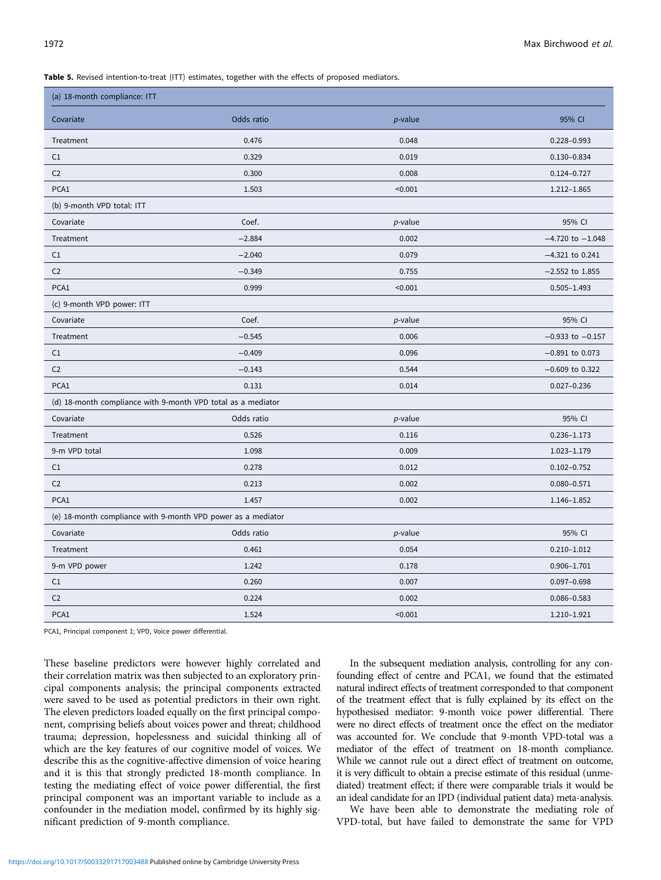**Table 5.** Revised intention-to-treat (ITT) estimates, together with the effects of proposed mediators.

| (a) 18-month compliance: ITT | | | |
|---|---|---|---|
| Covariate | Odds ratio | *p*-value | 95% CI |
| Treatment | 0.476 | 0.048 | 0.228–0.993 |
| C1 | 0.329 | 0.019 | 0.130–0.834 |
| C2 | 0.300 | 0.008 | 0.124–0.727 |
| PCA1 | 1.503 | <0.001 | 1.212–1.865 |
| (b) 9-month VPD total: ITT | | | |
| Covariate | Coef. | *p*-value | 95% CI |
| Treatment | −2.884 | 0.002 | −4.720 to −1.048 |
| C1 | −2.040 | 0.079 | −4.321 to 0.241 |
| C2 | −0.349 | 0.755 | −2.552 to 1.855 |
| PCA1 | 0.999 | <0.001 | 0.505–1.493 |
| (c) 9-month VPD power: ITT | | | |
| Covariate | Coef. | *p*-value | 95% CI |
| Treatment | −0.545 | 0.006 | −0.933 to −0.157 |
| C1 | −0.409 | 0.096 | −0.891 to 0.073 |
| C2 | −0.143 | 0.544 | −0.609 to 0.322 |
| PCA1 | 0.131 | 0.014 | 0.027–0.236 |
| (d) 18-month compliance with 9-month VPD total as a mediator | | | |
| Covariate | Odds ratio | *p*-value | 95% CI |
| Treatment | 0.526 | 0.116 | 0.236–1.173 |
| 9-m VPD total | 1.098 | 0.009 | 1.023–1.179 |
| C1 | 0.278 | 0.012 | 0.102–0.752 |
| C2 | 0.213 | 0.002 | 0.080–0.571 |
| PCA1 | 1.457 | 0.002 | 1.146–1.852 |
| (e) 18-month compliance with 9-month VPD power as a mediator | | | |
| Covariate | Odds ratio | *p*-value | 95% CI |
| Treatment | 0.461 | 0.054 | 0.210–1.012 |
| 9-m VPD power | 1.242 | 0.178 | 0.906–1.701 |
| C1 | 0.260 | 0.007 | 0.097–0.698 |
| C2 | 0.224 | 0.002 | 0.086–0.583 |
| PCA1 | 1.524 | <0.001 | 1.210–1.921 |

PCA1, Principal component 1; VPD, Voice power differential.

These baseline predictors were however highly correlated and their correlation matrix was then subjected to an exploratory principal components analysis; the principal components extracted were saved to be used as potential predictors in their own right. The eleven predictors loaded equally on the first principal component, comprising beliefs about voices power and threat; childhood trauma; depression, hopelessness and suicidal thinking all of which are the key features of our cognitive model of voices. We describe this as the cognitive-affective dimension of voice hearing and it is this that strongly predicted 18-month compliance. In testing the mediating effect of voice power differential, the first principal component was an important variable to include as a confounder in the mediation model, confirmed by its highly significant prediction of 9-month compliance.

In the subsequent mediation analysis, controlling for any confounding effect of centre and PCA1, we found that the estimated natural indirect effects of treatment corresponded to that component of the treatment effect that is fully explained by its effect on the hypothesised mediator: 9-month voice power differential. There were no direct effects of treatment once the effect on the mediator was accounted for. We conclude that 9-month VPD-total was a mediator of the effect of treatment on 18-month compliance. While we cannot rule out a direct effect of treatment on outcome, it is very difficult to obtain a precise estimate of this residual (unmediated) treatment effect; if there were comparable trials it would be an ideal candidate for an IPD (individual patient data) meta-analysis.

We have been able to demonstrate the mediating role of VPD-total, but have failed to demonstrate the same for VPD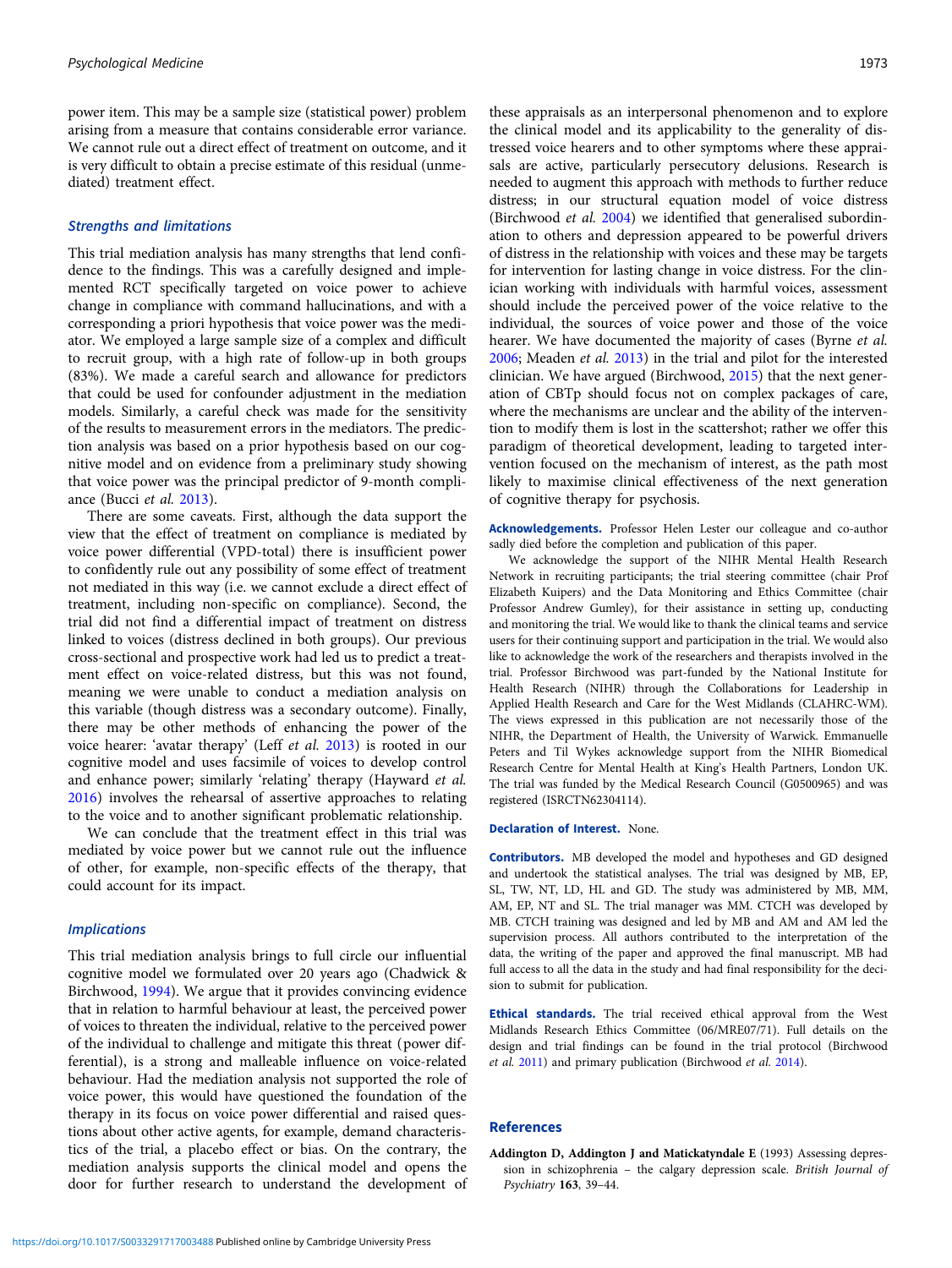power item. This may be a sample size (statistical power) problem arising from a measure that contains considerable error variance. We cannot rule out a direct effect of treatment on outcome, and it is very difficult to obtain a precise estimate of this residual (unmediated) treatment effect.

### Strengths and limitations

This trial mediation analysis has many strengths that lend confidence to the findings. This was a carefully designed and implemented RCT specifically targeted on voice power to achieve change in compliance with command hallucinations, and with a corresponding a priori hypothesis that voice power was the mediator. We employed a large sample size of a complex and difficult to recruit group, with a high rate of follow-up in both groups (83%). We made a careful search and allowance for predictors that could be used for confounder adjustment in the mediation models. Similarly, a careful check was made for the sensitivity of the results to measurement errors in the mediators. The prediction analysis was based on a prior hypothesis based on our cognitive model and on evidence from a preliminary study showing that voice power was the principal predictor of 9-month compliance (Bucci *et al.* 2013).

There are some caveats. First, although the data support the view that the effect of treatment on compliance is mediated by voice power differential (VPD-total) there is insufficient power to confidently rule out any possibility of some effect of treatment not mediated in this way (i.e. we cannot exclude a direct effect of treatment, including non-specific on compliance). Second, the trial did not find a differential impact of treatment on distress linked to voices (distress declined in both groups). Our previous cross-sectional and prospective work had led us to predict a treatment effect on voice-related distress, but this was not found, meaning we were unable to conduct a mediation analysis on this variable (though distress was a secondary outcome). Finally, there may be other methods of enhancing the power of the voice hearer: 'avatar therapy' (Leff *et al.* 2013) is rooted in our cognitive model and uses facsimile of voices to develop control and enhance power; similarly 'relating' therapy (Hayward *et al.* 2016) involves the rehearsal of assertive approaches to relating to the voice and to another significant problematic relationship.

We can conclude that the treatment effect in this trial was mediated by voice power but we cannot rule out the influence of other, for example, non-specific effects of the therapy, that could account for its impact.

### Implications

This trial mediation analysis brings to full circle our influential cognitive model we formulated over 20 years ago (Chadwick & Birchwood, 1994). We argue that it provides convincing evidence that in relation to harmful behaviour at least, the perceived power of voices to threaten the individual, relative to the perceived power of the individual to challenge and mitigate this threat (power differential), is a strong and malleable influence on voice-related behaviour. Had the mediation analysis not supported the role of voice power, this would have questioned the foundation of the therapy in its focus on voice power differential and raised questions about other active agents, for example, demand characteristics of the trial, a placebo effect or bias. On the contrary, the mediation analysis supports the clinical model and opens the door for further research to understand the development of these appraisals as an interpersonal phenomenon and to explore the clinical model and its applicability to the generality of distressed voice hearers and to other symptoms where these appraisals are active, particularly persecutory delusions. Research is needed to augment this approach with methods to further reduce distress; in our structural equation model of voice distress (Birchwood *et al.* 2004) we identified that generalised subordination to others and depression appeared to be powerful drivers of distress in the relationship with voices and these may be targets for intervention for lasting change in voice distress. For the clinician working with individuals with harmful voices, assessment should include the perceived power of the voice relative to the individual, the sources of voice power and those of the voice hearer. We have documented the majority of cases (Byrne *et al.* 2006; Meaden *et al.* 2013) in the trial and pilot for the interested clinician. We have argued (Birchwood, 2015) that the next generation of CBTp should focus not on complex packages of care, where the mechanisms are unclear and the ability of the intervention to modify them is lost in the scattershot; rather we offer this paradigm of theoretical development, leading to targeted intervention focused on the mechanism of interest, as the path most likely to maximise clinical effectiveness of the next generation of cognitive therapy for psychosis.

**Acknowledgements.** Professor Helen Lester our colleague and co-author sadly died before the completion and publication of this paper.

We acknowledge the support of the NIHR Mental Health Research Network in recruiting participants; the trial steering committee (chair Prof Elizabeth Kuipers) and the Data Monitoring and Ethics Committee (chair Professor Andrew Gumley), for their assistance in setting up, conducting and monitoring the trial. We would like to thank the clinical teams and service users for their continuing support and participation in the trial. We would also like to acknowledge the work of the researchers and therapists involved in the trial. Professor Birchwood was part-funded by the National Institute for Health Research (NIHR) through the Collaborations for Leadership in Applied Health Research and Care for the West Midlands (CLAHRC-WM). The views expressed in this publication are not necessarily those of the NIHR, the Department of Health, the University of Warwick. Emmanuelle Peters and Til Wykes acknowledge support from the NIHR Biomedical Research Centre for Mental Health at King's Health Partners, London UK. The trial was funded by the Medical Research Council (G0500965) and was registered (ISRCTN62304114).

**Declaration of Interest.** None.

**Contributors.** MB developed the model and hypotheses and GD designed and undertook the statistical analyses. The trial was designed by MB, EP, SL, TW, NT, LD, HL and GD. The study was administered by MB, MM, AM, EP, NT and SL. The trial manager was MM. CTCH was developed by MB. CTCH training was designed and led by MB and AM and AM led the supervision process. All authors contributed to the interpretation of the data, the writing of the paper and approved the final manuscript. MB had full access to all the data in the study and had final responsibility for the decision to submit for publication.

**Ethical standards.** The trial received ethical approval from the West Midlands Research Ethics Committee (06/MRE07/71). Full details on the design and trial findings can be found in the trial protocol (Birchwood *et al.* 2011) and primary publication (Birchwood *et al.* 2014).

## References

**Addington D, Addington J and Matickatyndale E** (1993) Assessing depression in schizophrenia – the calgary depression scale. *British Journal of Psychiatry* **163**, 39–44.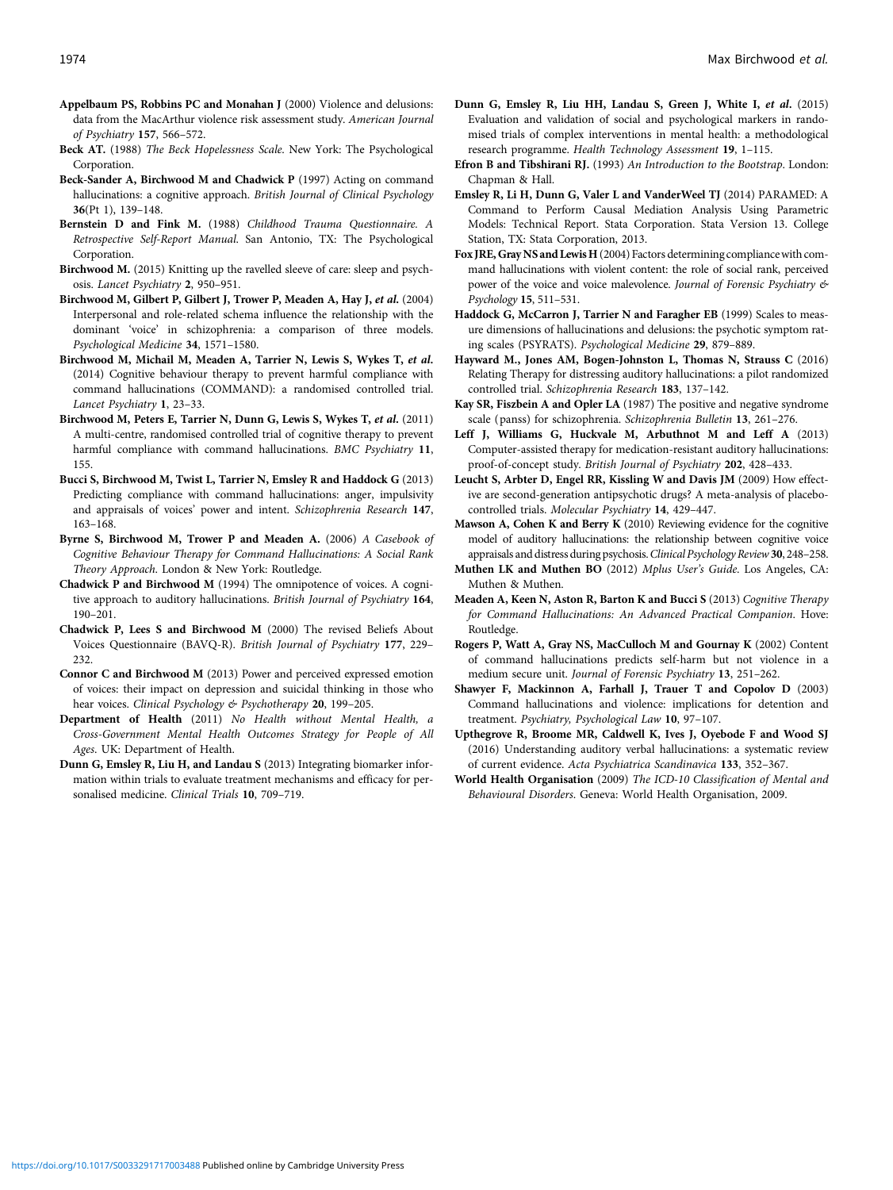**Appelbaum PS, Robbins PC and Monahan J** (2000) Violence and delusions: data from the MacArthur violence risk assessment study. *American Journal of Psychiatry* **157**, 566–572.

**Beck AT.** (1988) *The Beck Hopelessness Scale.* New York: The Psychological Corporation.

**Beck-Sander A, Birchwood M and Chadwick P** (1997) Acting on command hallucinations: a cognitive approach. *British Journal of Clinical Psychology* **36**(Pt 1), 139–148.

**Bernstein D and Fink M.** (1988) *Childhood Trauma Questionnaire. A Retrospective Self-Report Manual.* San Antonio, TX: The Psychological Corporation.

**Birchwood M.** (2015) Knitting up the ravelled sleeve of care: sleep and psychosis. *Lancet Psychiatry* **2**, 950–951.

**Birchwood M, Gilbert P, Gilbert J, Trower P, Meaden A, Hay J, et al.** (2004) Interpersonal and role-related schema influence the relationship with the dominant 'voice' in schizophrenia: a comparison of three models. *Psychological Medicine* **34**, 1571–1580.

**Birchwood M, Michail M, Meaden A, Tarrier N, Lewis S, Wykes T, et al.** (2014) Cognitive behaviour therapy to prevent harmful compliance with command hallucinations (COMMAND): a randomised controlled trial. *Lancet Psychiatry* **1**, 23–33.

**Birchwood M, Peters E, Tarrier N, Dunn G, Lewis S, Wykes T, et al.** (2011) A multi-centre, randomised controlled trial of cognitive therapy to prevent harmful compliance with command hallucinations. *BMC Psychiatry* **11**, 155.

**Bucci S, Birchwood M, Twist L, Tarrier N, Emsley R and Haddock G** (2013) Predicting compliance with command hallucinations: anger, impulsivity and appraisals of voices' power and intent. *Schizophrenia Research* **147**, 163–168.

**Byrne S, Birchwood M, Trower P and Meaden A.** (2006) *A Casebook of Cognitive Behaviour Therapy for Command Hallucinations: A Social Rank Theory Approach.* London & New York: Routledge.

**Chadwick P and Birchwood M** (1994) The omnipotence of voices. A cognitive approach to auditory hallucinations. *British Journal of Psychiatry* **164**, 190–201.

**Chadwick P, Lees S and Birchwood M** (2000) The revised Beliefs About Voices Questionnaire (BAVQ-R). *British Journal of Psychiatry* **177**, 229–232.

**Connor C and Birchwood M** (2013) Power and perceived expressed emotion of voices: their impact on depression and suicidal thinking in those who hear voices. *Clinical Psychology & Psychotherapy* **20**, 199–205.

**Department of Health** (2011) *No Health without Mental Health, a Cross-Government Mental Health Outcomes Strategy for People of All Ages*. UK: Department of Health.

**Dunn G, Emsley R, Liu H, and Landau S** (2013) Integrating biomarker information within trials to evaluate treatment mechanisms and efficacy for personalised medicine. *Clinical Trials* **10**, 709–719.

**Dunn G, Emsley R, Liu HH, Landau S, Green J, White I, et al.** (2015) Evaluation and validation of social and psychological markers in randomised trials of complex interventions in mental health: a methodological research programme. *Health Technology Assessment* **19**, 1–115.

**Efron B and Tibshirani RJ.** (1993) *An Introduction to the Bootstrap*. London: Chapman & Hall.

**Emsley R, Li H, Dunn G, Valer L and VanderWeel TJ** (2014) PARAMED: A Command to Perform Causal Mediation Analysis Using Parametric Models: Technical Report. Stata Corporation. Stata Version 13. College Station, TX: Stata Corporation, 2013.

**Fox JRE, Gray NS and Lewis H** (2004) Factors determining compliance with command hallucinations with violent content: the role of social rank, perceived power of the voice and voice malevolence. *Journal of Forensic Psychiatry & Psychology* **15**, 511–531.

**Haddock G, McCarron J, Tarrier N and Faragher EB** (1999) Scales to measure dimensions of hallucinations and delusions: the psychotic symptom rating scales (PSYRATS). *Psychological Medicine* **29**, 879–889.

**Hayward M., Jones AM, Bogen-Johnston L, Thomas N, Strauss C** (2016) Relating Therapy for distressing auditory hallucinations: a pilot randomized controlled trial. *Schizophrenia Research* **183**, 137–142.

**Kay SR, Fiszbein A and Opler LA** (1987) The positive and negative syndrome scale (panss) for schizophrenia. *Schizophrenia Bulletin* **13**, 261–276.

**Leff J, Williams G, Huckvale M, Arbuthnot M and Leff A** (2013) Computer-assisted therapy for medication-resistant auditory hallucinations: proof-of-concept study. *British Journal of Psychiatry* **202**, 428–433.

**Leucht S, Arbter D, Engel RR, Kissling W and Davis JM** (2009) How effective are second-generation antipsychotic drugs? A meta-analysis of placebo-controlled trials. *Molecular Psychiatry* **14**, 429–447.

**Mawson A, Cohen K and Berry K** (2010) Reviewing evidence for the cognitive model of auditory hallucinations: the relationship between cognitive voice appraisals and distress during psychosis. *Clinical Psychology Review* **30**, 248–258.

**Muthen LK and Muthen BO** (2012) *Mplus User's Guide*. Los Angeles, CA: Muthen & Muthen.

**Meaden A, Keen N, Aston R, Barton K and Bucci S** (2013) *Cognitive Therapy for Command Hallucinations: An Advanced Practical Companion*. Hove: Routledge.

**Rogers P, Watt A, Gray NS, MacCulloch M and Gournay K** (2002) Content of command hallucinations predicts self-harm but not violence in a medium secure unit. *Journal of Forensic Psychiatry* **13**, 251–262.

**Shawyer F, Mackinnon A, Farhall J, Trauer T and Copolov D** (2003) Command hallucinations and violence: implications for detention and treatment. *Psychiatry, Psychological Law* **10**, 97–107.

**Upthegrove R, Broome MR, Caldwell K, Ives J, Oyebode F and Wood SJ** (2016) Understanding auditory verbal hallucinations: a systematic review of current evidence. *Acta Psychiatrica Scandinavica* **133**, 352–367.

**World Health Organisation** (2009) *The ICD-10 Classification of Mental and Behavioural Disorders*. Geneva: World Health Organisation, 2009.